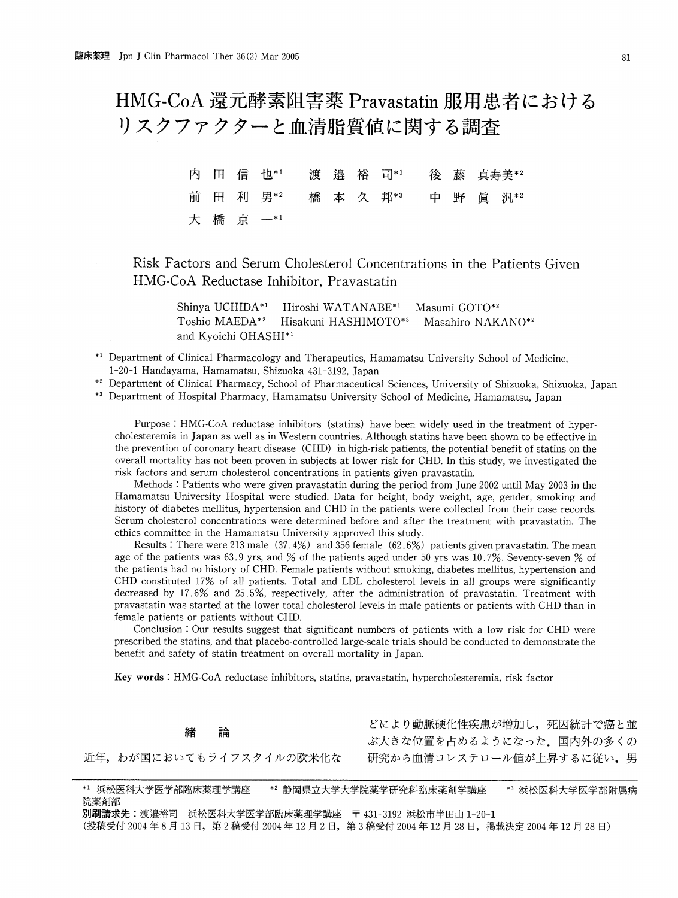# HMG-CoA 還元酵素阻害薬 Pravastatin 服用患者における リスクファクターと血清脂質値に関する調査

内田信也[*1]　渡邉裕司[*1]　後藤真寿美[*2]
前田利男[*2]　橋本久邦[*3]　中野眞汎[*2]
大橋京一[*1]

## Risk Factors and Serum Cholesterol Concentrations in the Patients Given HMG-CoA Reductase Inhibitor, Pravastatin

Shinya UCHIDA[*1]　Hiroshi WATANABE[*1]　Masumi GOTO[*2]
Toshio MAEDA[*2]　Hisakuni HASHIMOTO[*3]　Masahiro NAKANO[*2]
and Kyoichi OHASHI[*1]

[*1] Department of Clinical Pharmacology and Therapeutics, Hamamatsu University School of Medicine, 1-20-1 Handayama, Hamamatsu, Shizuoka 431-3192, Japan
[*2] Department of Clinical Pharmacy, School of Pharmaceutical Sciences, University of Shizuoka, Shizuoka, Japan
[*3] Department of Hospital Pharmacy, Hamamatsu University School of Medicine, Hamamatsu, Japan

Purpose : HMG-CoA reductase inhibitors (statins) have been widely used in the treatment of hypercholesteremia in Japan as well as in Western countries. Although statins have been shown to be effective in the prevention of coronary heart disease (CHD) in high-risk patients, the potential benefit of statins on the overall mortality has not been proven in subjects at lower risk for CHD. In this study, we investigated the risk factors and serum cholesterol concentrations in patients given pravastatin.

Methods : Patients who were given pravastatin during the period from June 2002 until May 2003 in the Hamamatsu University Hospital were studied. Data for height, body weight, age, gender, smoking and history of diabetes mellitus, hypertension and CHD in the patients were collected from their case records. Serum cholesterol concentrations were determined before and after the treatment with pravastatin. The ethics committee in the Hamamatsu University approved this study.

Results : There were 213 male (37.4%) and 356 female (62.6%) patients given pravastatin. The mean age of the patients was 63.9 yrs, and % of the patients aged under 50 yrs was 10.7%. Seventy-seven % of the patients had no history of CHD. Female patients without smoking, diabetes mellitus, hypertension and CHD constituted 17% of all patients. Total and LDL cholesterol levels in all groups were significantly decreased by 17.6% and 25.5%, respectively, after the administration of pravastatin. Treatment with pravastatin was started at the lower total cholesterol levels in male patients or patients with CHD than in female patients or patients without CHD.

Conclusion : Our results suggest that significant numbers of patients with a low risk for CHD were prescribed the statins, and that placebo-controlled large-scale trials should be conducted to demonstrate the benefit and safety of statin treatment on overall mortality in Japan.

**Key words** : HMG-CoA reductase inhibitors, statins, pravastatin, hypercholesteremia, risk factor

## 緒　論

近年，わが国においてもライフスタイルの欧米化などにより動脈硬化性疾患が増加し，死因統計で癌と並ぶ大きな位置を占めるようになった．国内外の多くの研究から血清コレステロール値が上昇するに従い，男

---

[*1] 浜松医科大学医学部臨床薬理学講座　[*2] 静岡県立大学大学院薬学研究科臨床薬剤学講座　[*3] 浜松医科大学医学部附属病院薬剤部
**別刷請求先**：渡邉裕司　浜松医科大学医学部臨床薬理学講座　〒431-3192 浜松市半田山 1-20-1
(投稿受付 2004 年 8 月 13 日，第 2 稿受付 2004 年 12 月 2 日，第 3 稿受付 2004 年 12 月 28 日，掲載決定 2004 年 12 月 28 日)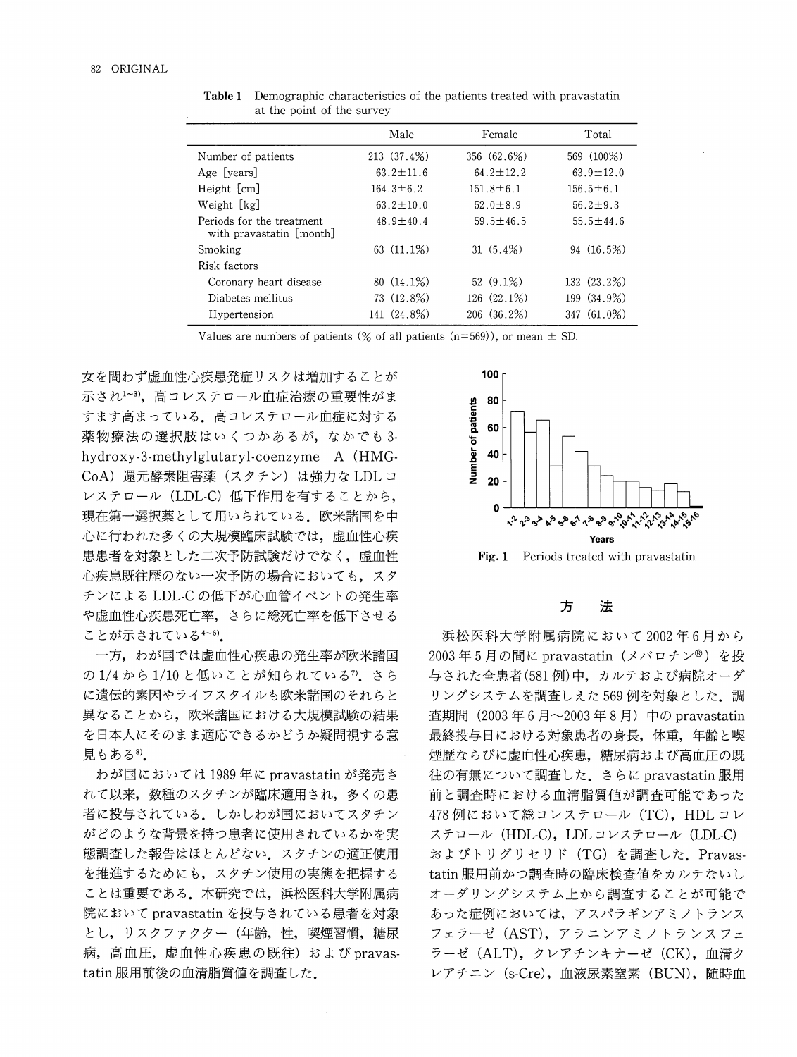**Table 1** Demographic characteristics of the patients treated with pravastatin at the point of the survey

| | Male | Female | Total |
|---|---|---|---|
| Number of patients | 213 (37.4%) | 356 (62.6%) | 569 (100%) |
| Age [years] | 63.2±11.6 | 64.2±12.2 | 63.9±12.0 |
| Height [cm] | 164.3±6.2 | 151.8±6.1 | 156.5±6.1 |
| Weight [kg] | 63.2±10.0 | 52.0±8.9 | 56.2±9.3 |
| Periods for the treatment with pravastatin [month] | 48.9±40.4 | 59.5±46.5 | 55.5±44.6 |
| Smoking | 63 (11.1%) | 31 (5.4%) | 94 (16.5%) |
| Risk factors | | | |
| Coronary heart disease | 80 (14.1%) | 52 (9.1%) | 132 (23.2%) |
| Diabetes mellitus | 73 (12.8%) | 126 (22.1%) | 199 (34.9%) |
| Hypertension | 141 (24.8%) | 206 (36.2%) | 347 (61.0%) |

Values are numbers of patients (% of all patients (n=569)), or mean ± SD.

女を問わず虚血性心疾患発症リスクは増加することが示され[1~3]，高コレステロール血症治療の重要性がますます高まっている．高コレステロール血症に対する薬物療法の選択肢はいくつかあるが，なかでも3-hydroxy-3-methylglutaryl-coenzyme A（HMG-CoA）還元酵素阻害薬（スタチン）は強力なLDLコレステロール（LDL-C）低下作用を有することから，現在第一選択薬として用いられている．欧米諸国を中心に行われた多くの大規模臨床試験では，虚血性心疾患患者を対象とした二次予防試験だけでなく，虚血性心疾患既往歴のない一次予防の場合においても，スタチンによるLDL-Cの低下が心血管イベントの発生率や虚血性心疾患死亡率，さらに総死亡率を低下させることが示されている[4~6]．

一方，わが国では虚血性心疾患の発生率が欧米諸国の1/4から1/10と低いことが知られている[7]．さらに遺伝的素因やライフスタイルも欧米諸国のそれらと異なることから，欧米諸国における大規模試験の結果を日本人にそのまま適応できるかどうか疑問視する意見もある[8]．

わが国においては1989年にpravastatinが発売されて以来，数種のスタチンが臨床適用され，多くの患者に投与されている．しかしわが国においてスタチンがどのような背景を持つ患者に使用されているかを実態調査した報告はほとんどない．スタチンの適正使用を推進するためにも，スタチン使用の実態を把握することは重要である．本研究では，浜松医科大学附属病院においてpravastatinを投与されている患者を対象とし，リスクファクター（年齢，性，喫煙習慣，糖尿病，高血圧，虚血性心疾患の既往）およびpravastatin服用前後の血清脂質値を調査した．

**Fig. 1** Periods treated with pravastatin

## 方　法

浜松医科大学附属病院において2002年6月から2003年5月の間にpravastatin（メバロチン®）を投与された全患者(581例)中，カルテおよび病院オーダリングシステムを調査しえた569例を対象とした．調査期間（2003年6月～2003年8月）中のpravastatin最終投与日における対象患者の身長，体重，年齢と喫煙歴ならびに虚血性心疾患，糖尿病および高血圧の既往の有無について調査した．さらにpravastatin服用前と調査時における血清脂質値が調査可能であった478例において総コレステロール（TC），HDLコレステロール（HDL-C），LDLコレステロール（LDL-C）およびトリグリセリド（TG）を調査した．Pravastatin服用前かつ調査時の臨床検査値をカルテないしオーダリングシステム上から調査することが可能であった症例においては，アスパラギンアミノトランスフェラーゼ（AST），アラニンアミノトランスフェラーゼ（ALT），クレアチンキナーゼ（CK），血清クレアチニン（s-Cre），血液尿素窒素（BUN），随時血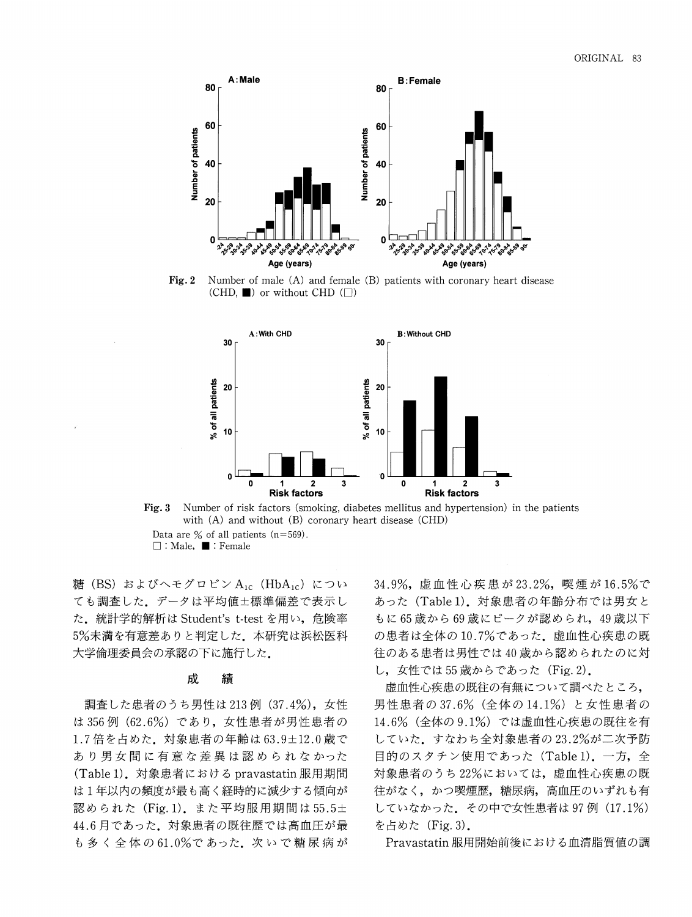Fig. 2　Number of male (A) and female (B) patients with coronary heart disease (CHD, ■) or without CHD (□)

Fig. 3　Number of risk factors (smoking, diabetes mellitus and hypertension) in the patients with (A) and without (B) coronary heart disease (CHD)

Data are % of all patients (n=569).
□ : Male, ■ : Female

糖（BS）およびヘモグロビン $A_{1C}$（$HbA_{1C}$）についても調査した．データは平均値±標準偏差で表示した．統計学的解析は Student's t-test を用い，危険率5%未満を有意差ありと判定した．本研究は浜松医科大学倫理委員会の承認の下に施行した．

## 成　　績

調査した患者のうち男性は213例（37.4%），女性は356例（62.6%）であり，女性患者が男性患者の1.7倍を占めた．対象患者の年齢は63.9±12.0歳であり男女間に有意な差異は認められなかった（Table 1）．対象患者における pravastatin 服用期間は1年以内の頻度が最も高く経時的に減少する傾向が認められた（Fig. 1）．また平均服用期間は55.5±44.6月であった．対象患者の既往歴では高血圧が最も多く全体の61.0%であった．次いで糖尿病が34.9%，虚血性心疾患が23.2%，喫煙が16.5%であった（Table 1）．対象患者の年齢分布では男女ともに65歳から69歳にピークが認められ，49歳以下の患者は全体の10.7%であった．虚血性心疾患の既往のある患者は男性では40歳から認められたのに対し，女性では55歳からであった（Fig. 2）．

虚血性心疾患の既往の有無について調べたところ，男性患者の37.6%（全体の14.1%）と女性患者の14.6%（全体の9.1%）では虚血性心疾患の既往を有していた．すなわち全対象患者の23.2%が二次予防目的のスタチン使用であった（Table 1）．一方，全対象患者のうち22%においては，虚血性心疾患の既往がなく，かつ喫煙歴，糖尿病，高血圧のいずれも有していなかった．その中で女性患者は97例（17.1%）を占めた（Fig. 3）．

Pravastatin 服用開始前後における血清脂質値の調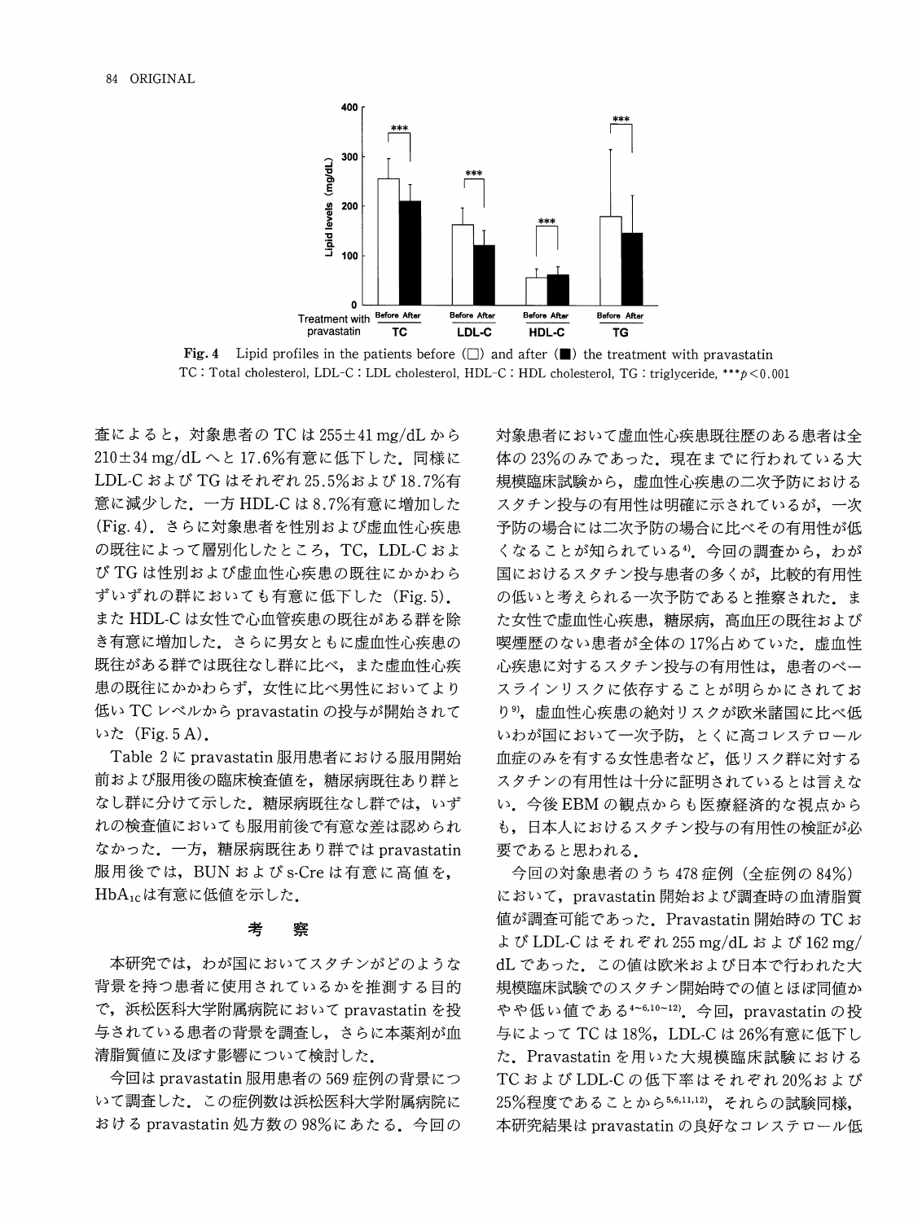**Fig. 4** Lipid profiles in the patients before (□) and after (■) the treatment with pravastatin
TC : Total cholesterol, LDL-C : LDL cholesterol, HDL-C : HDL cholesterol, TG : triglyceride, *** $p<0.001$

査によると，対象患者の TC は 255±41 mg/dL から 210±34 mg/dL へと 17.6%有意に低下した．同様に LDL-C および TG はそれぞれ 25.5%および 18.7%有意に減少した．一方 HDL-C は 8.7%有意に増加した (Fig. 4)．さらに対象患者を性別および虚血性心疾患の既往によって層別化したところ，TC，LDL-C および TG は性別および虚血性心疾患の既往にかかわらずいずれの群においても有意に低下した (Fig. 5)．また HDL-C は女性で心血管疾患の既往がある群を除き有意に増加した．さらに男女ともに虚血性心疾患の既往がある群では既往なし群に比べ，また虚血性心疾患の既往にかかわらず，女性に比べ男性においてより低い TC レベルから pravastatin の投与が開始されていた (Fig. 5 A)．

Table 2 に pravastatin 服用患者における服用開始前および服用後の臨床検査値を，糖尿病既往あり群となし群に分けて示した．糖尿病既往なし群では，いずれの検査値においても服用前後で有意な差は認められなかった．一方，糖尿病既往あり群では pravastatin 服用後では，BUN および s-Cre は有意に高値を，$HbA_{1c}$ は有意に低値を示した．

## 考　察

本研究では，わが国においてスタチンがどのような背景を持つ患者に使用されているかを推測する目的で，浜松医科大学附属病院において pravastatin を投与されている患者の背景を調査し，さらに本薬剤が血清脂質値に及ぼす影響について検討した．

今回は pravastatin 服用患者の 569 症例の背景について調査した．この症例数は浜松医科大学附属病院における pravastatin 処方数の 98%にあたる．今回の対象患者において虚血性心疾患既往歴のある患者は全体の 23%のみであった．現在までに行われている大規模臨床試験から，虚血性心疾患の二次予防におけるスタチン投与の有用性は明確に示されているが，一次予防の場合には二次予防の場合に比べその有用性が低くなることが知られている[4]．今回の調査から，わが国におけるスタチン投与患者の多くが，比較的有用性の低いと考えられる一次予防であると推察された．また女性で虚血性心疾患，糖尿病，高血圧の既往および喫煙歴のない患者が全体の 17%占めていた．虚血性心疾患に対するスタチン投与の有用性は，患者のベースラインリスクに依存することが明らかにされており[9]，虚血性心疾患の絶対リスクが欧米諸国に比べ低いわが国において一次予防，とくに高コレステロール血症のみを有する女性患者など，低リスク群に対するスタチンの有用性は十分に証明されているとは言えない．今後 EBM の観点からも医療経済的な視点からも，日本人におけるスタチン投与の有用性の検証が必要であると思われる．

今回の対象患者のうち 478 症例（全症例の 84%）において，pravastatin 開始および調査時の血清脂質値が調査可能であった．Pravastatin 開始時の TC および LDL-C はそれぞれ 255 mg/dL および 162 mg/dL であった．この値は欧米および日本で行われた大規模臨床試験でのスタチン開始時での値とほぼ同値かやや低い値である[4~6,10~12]．今回，pravastatin の投与によって TC は 18%，LDL-C は 26%有意に低下した．Pravastatin を用いた大規模臨床試験における TC および LDL-C の低下率はそれぞれ 20%および 25%程度であることから[5,6,11,12]，それらの試験同様，本研究結果は pravastatin の良好なコレステロール低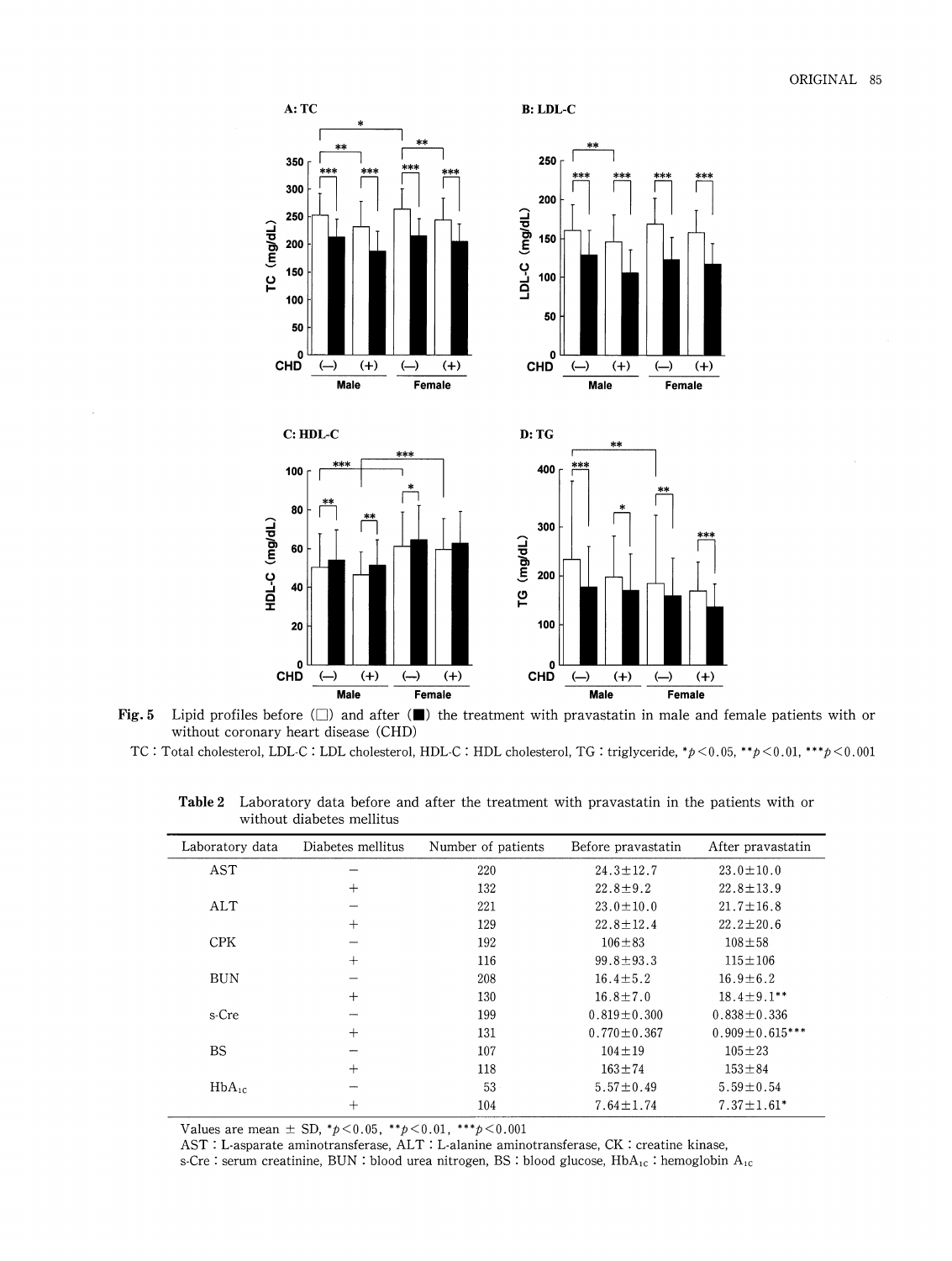**Fig. 5** Lipid profiles before (□) and after (■) the treatment with pravastatin in male and female patients with or without coronary heart disease (CHD)

TC : Total cholesterol, LDL-C : LDL cholesterol, HDL-C : HDL cholesterol, TG : triglyceride, \*$p<0.05$, \*\*$p<0.01$, \*\*\*$p<0.001$

**Table 2** Laboratory data before and after the treatment with pravastatin in the patients with or without diabetes mellitus

| Laboratory data | Diabetes mellitus | Number of patients | Before pravastatin | After pravastatin |
|---|---|---|---|---|
| AST | − | 220 | 24.3±12.7 | 23.0±10.0 |
| | + | 132 | 22.8±9.2 | 22.8±13.9 |
| ALT | − | 221 | 23.0±10.0 | 21.7±16.8 |
| | + | 129 | 22.8±12.4 | 22.2±20.6 |
| CPK | − | 192 | 106±83 | 108±58 |
| | + | 116 | 99.8±93.3 | 115±106 |
| BUN | − | 208 | 16.4±5.2 | 16.9±6.2 |
| | + | 130 | 16.8±7.0 | 18.4±9.1** |
| s-Cre | − | 199 | 0.819±0.300 | 0.838±0.336 |
| | + | 131 | 0.770±0.367 | 0.909±0.615*** |
| BS | − | 107 | 104±19 | 105±23 |
| | + | 118 | 163±74 | 153±84 |
| $HbA_{1c}$ | − | 53 | 5.57±0.49 | 5.59±0.54 |
| | + | 104 | 7.64±1.74 | 7.37±1.61* |

Values are mean ± SD, \*$p<0.05$, \*\*$p<0.01$, \*\*\*$p<0.001$

AST : L-asparate aminotransferase, ALT : L-alanine aminotransferase, CK : creatine kinase, s-Cre : serum creatinine, BUN : blood urea nitrogen, BS : blood glucose, $HbA_{1c}$ : hemoglobin $A_{1c}$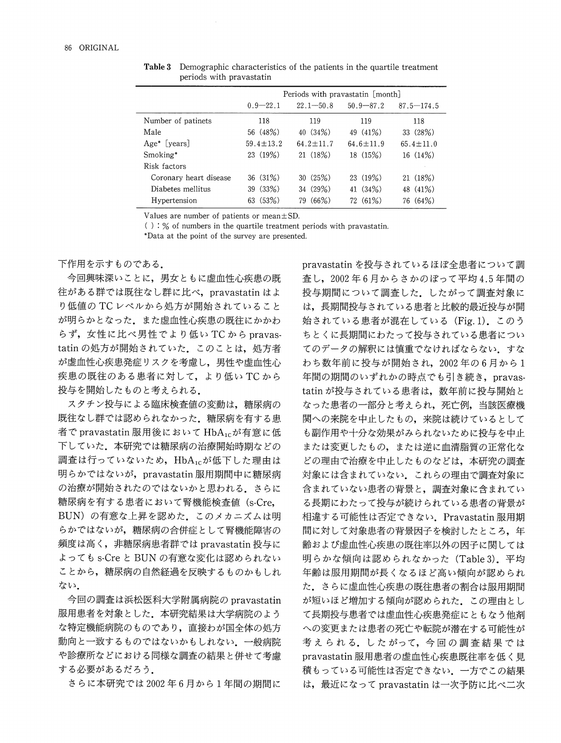**Table 3** Demographic characteristics of the patients in the quartile treatment periods with pravastatin

| | Periods with pravastatin [month] | | | |
|---|---|---|---|---|
| | 0.9—22.1 | 22.1—50.8 | 50.9—87.2 | 87.5—174.5 |
| Number of patinets | 118 | 119 | 119 | 118 |
| Male | 56 (48%) | 40 (34%) | 49 (41%) | 33 (28%) |
| Age* [years] | 59.4±13.2 | 64.2±11.7 | 64.6±11.9 | 65.4±11.0 |
| Smoking* | 23 (19%) | 21 (18%) | 18 (15%) | 16 (14%) |
| Risk factors | | | | |
| Coronary heart disease | 36 (31%) | 30 (25%) | 23 (19%) | 21 (18%) |
| Diabetes mellitus | 39 (33%) | 34 (29%) | 41 (34%) | 48 (41%) |
| Hypertension | 63 (53%) | 79 (66%) | 72 (61%) | 76 (64%) |

Values are number of patients or mean±SD.
( ) : % of numbers in the quartile treatment periods with pravastatin.
*Data at the point of the survey are presented.

下作用を示すものである．

今回興味深いことに，男女ともに虚血性心疾患の既往がある群では既往なし群に比べ，pravastatin はより低値の TC レベルから処方が開始されていることが明らかとなった．また虚血性心疾患の既往にかかわらず，女性に比べ男性でより低い TC から pravastatin の処方が開始されていた．このことは，処方者が虚血性心疾患発症リスクを考慮し，男性や虚血性心疾患の既往のある患者に対して，より低い TC から投与を開始したものと考えられる．

スタチン投与による臨床検査値の変動は，糖尿病の既往なし群では認められなかった．糖尿病を有する患者で pravastatin 服用後において $HbA_{1C}$が有意に低下していた．本研究では糖尿病の治療開始時期などの調査は行っていないため，$HbA_{1C}$が低下した理由は明らかではないが，pravastatin 服用期間中に糖尿病の治療が開始されたのではないかと思われる．さらに糖尿病を有する患者において腎機能検査値（s-Cre, BUN）の有意な上昇を認めた．このメカニズムは明らかではないが，糖尿病の合併症として腎機能障害の頻度は高く，非糖尿病患者群では pravastatin 投与によっても s-Cre と BUN の有意な変化は認められないことから，糖尿病の自然経過を反映するものかもしれない．

今回の調査は浜松医科大学附属病院の pravastatin 服用患者を対象とした．本研究結果は大学病院のような特定機能病院のものであり，直接わが国全体の処方動向と一致するものではないかもしれない．一般病院や診療所などにおける同様な調査の結果と併せて考慮する必要があるだろう．

さらに本研究では 2002 年 6 月から 1 年間の期間に pravastatin を投与されているほぼ全患者について調査し，2002 年 6 月からさかのぼって平均 4.5 年間の投与期間について調査した．したがって調査対象には，長期間投与されている患者と比較的最近投与が開始されている患者が混在している（Fig. 1）．このうちとくに長期間にわたって投与されている患者についてのデータの解釈には慎重でなければならない．すなわち数年前に投与が開始され，2002 年の 6 月から 1 年間の期間のいずれかの時点でも引き続き，pravastatin が投与されている患者は，数年前に投与開始となった患者の一部分と考えられ，死亡例，当該医療機関への来院を中止したもの，来院は続けているとしても副作用や十分な効果がみられないために投与を中止または変更したもの，または逆に血清脂質の正常化などの理由で治療を中止したものなどは，本研究の調査対象には含まれていない．これらの理由で調査対象に含まれていない患者の背景と，調査対象に含まれている長期にわたって投与が続けられている患者の背景が相違する可能性は否定できない．Pravastatin 服用期間に対して対象患者の背景因子を検討したところ，年齢および虚血性心疾患の既往率以外の因子に関しては明らかな傾向は認められなかった（Table 3）．平均年齢は服用期間が長くなるほど高い傾向が認められた．さらに虚血性心疾患の既往患者の割合は服用期間が短いほど増加する傾向が認められた．この理由として長期投与患者では虚血性心疾患発症にともなう他剤への変更または患者の死亡や転院が潜在する可能性が考えられる．したがって，今回の調査結果では pravastatin 服用患者の虚血性心疾患既往率を低く見積もっている可能性は否定できない．一方でこの結果は，最近になって pravastatin は一次予防に比べ二次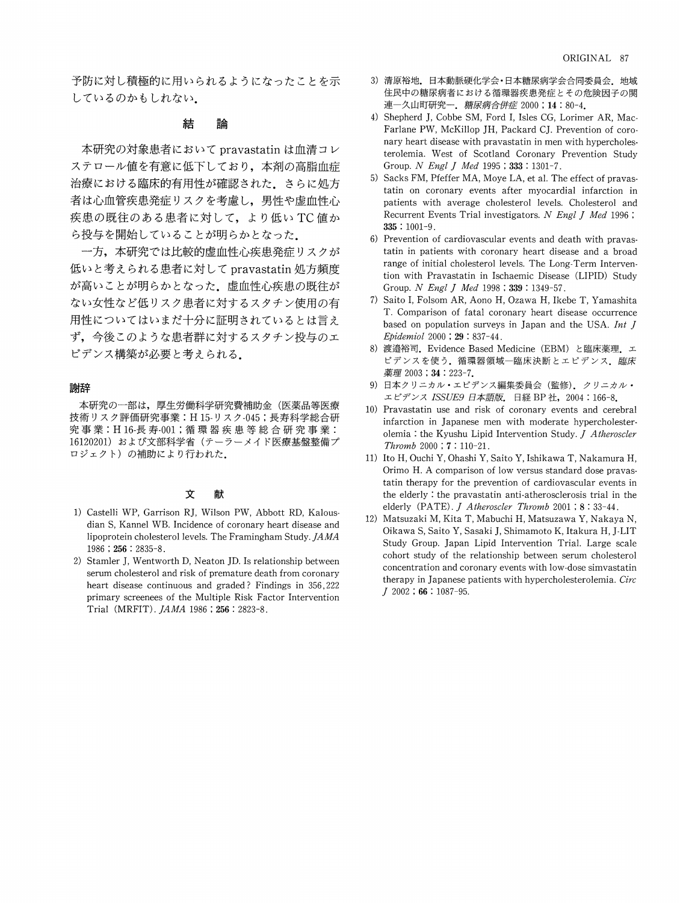予防に対し積極的に用いられるようになったことを示しているのかもしれない。

## 結　論

本研究の対象患者において pravastatin は血清コレステロール値を有意に低下しており，本剤の高脂血症治療における臨床的有用性が確認された。さらに処方者は心血管疾患発症リスクを考慮し，男性や虚血性心疾患の既往のある患者に対して，より低い TC 値から投与を開始していることが明らかとなった。

一方，本研究では比較的虚血性心疾患発症リスクが低いと考えられる患者に対して pravastatin 処方頻度が高いことが明らかとなった。虚血性心疾患の既往がない女性など低リスク患者に対するスタチン使用の有用性についてはいまだ十分に証明されているとは言えず，今後このような患者群に対するスタチン投与のエビデンス構築が必要と考えられる。

### 謝辞

本研究の一部は，厚生労働科学研究費補助金（医薬品等医療技術リスク評価研究事業：H 15-リスク-045；長寿科学総合研究事業：H 16-長寿-001；循環器疾患等総合研究事業：16120201）および文部科学省（テーラーメイド医療基盤整備プロジェクト）の補助により行われた。

## 文　献

1) Castelli WP, Garrison RJ, Wilson PW, Abbott RD, Kalousdian S, Kannel WB. Incidence of coronary heart disease and lipoprotein cholesterol levels. The Framingham Study. *JAMA* 1986；**256**：2835-8.
2) Stamler J, Wentworth D, Neaton JD. Is relationship between serum cholesterol and risk of premature death from coronary heart disease continuous and graded? Findings in 356,222 primary screenees of the Multiple Risk Factor Intervention Trial（MRFIT）. *JAMA* 1986；**256**：2823-8.
3) 清原裕地．日本動脈硬化学会・日本糖尿病学会合同委員会．地域住民中の糖尿病者における循環器疾患発症とその危険因子の関連—久山町研究—．*糖尿病合併症* 2000；**14**：80-4.
4) Shepherd J, Cobbe SM, Ford I, Isles CG, Lorimer AR, MacFarlane PW, McKillop JH, Packard CJ. Prevention of coronary heart disease with pravastatin in men with hypercholesterolemia. West of Scotland Coronary Prevention Study Group. *N Engl J Med* 1995；**333**：1301-7.
5) Sacks FM, Pfeffer MA, Moye LA, et al. The effect of pravastatin on coronary events after myocardial infarction in patients with average cholesterol levels. Cholesterol and Recurrent Events Trial investigators. *N Engl J Med* 1996；**335**：1001-9.
6) Prevention of cardiovascular events and death with pravastatin in patients with coronary heart disease and a broad range of initial cholesterol levels. The Long-Term Intervention with Pravastatin in Ischaemic Disease（LIPID）Study Group. *N Engl J Med* 1998；**339**：1349-57.
7) Saito I, Folsom AR, Aono H, Ozawa H, Ikebe T, Yamashita T. Comparison of fatal coronary heart disease occurrence based on population surveys in Japan and the USA. *Int J Epidemiol* 2000；**29**：837-44.
8) 渡邉裕司．Evidence Based Medicine（EBM）と臨床薬理．エビデンスを使う．循環器領域—臨床決断とエビデンス．*臨床薬理* 2003；**34**：223-7.
9) 日本クリニカル・エビデンス編集委員会（監修）．*クリニカル・エビデンス ISSUE9 日本語版*．日経 BP 社，2004：166-8.
10) Pravastatin use and risk of coronary events and cerebral infarction in Japanese men with moderate hypercholesterolemia：the Kyushu Lipid Intervention Study. *J Atheroscler Thromb* 2000；**7**：110-21.
11) Ito H, Ouchi Y, Ohashi Y, Saito Y, Ishikawa T, Nakamura H, Orimo H. A comparison of low versus standard dose pravastatin therapy for the prevention of cardiovascular events in the elderly：the pravastatin anti-atherosclerosis trial in the elderly（PATE）. *J Atheroscler Thromb* 2001；**8**：33-44.
12) Matsuzaki M, Kita T, Mabuchi H, Matsuzawa Y, Nakaya N, Oikawa S, Saito Y, Sasaki J, Shimamoto K, Itakura H, J-LIT Study Group. Japan Lipid Intervention Trial. Large scale cohort study of the relationship between serum cholesterol concentration and coronary events with low-dose simvastatin therapy in Japanese patients with hypercholesterolemia. *Circ J* 2002；**66**：1087-95.